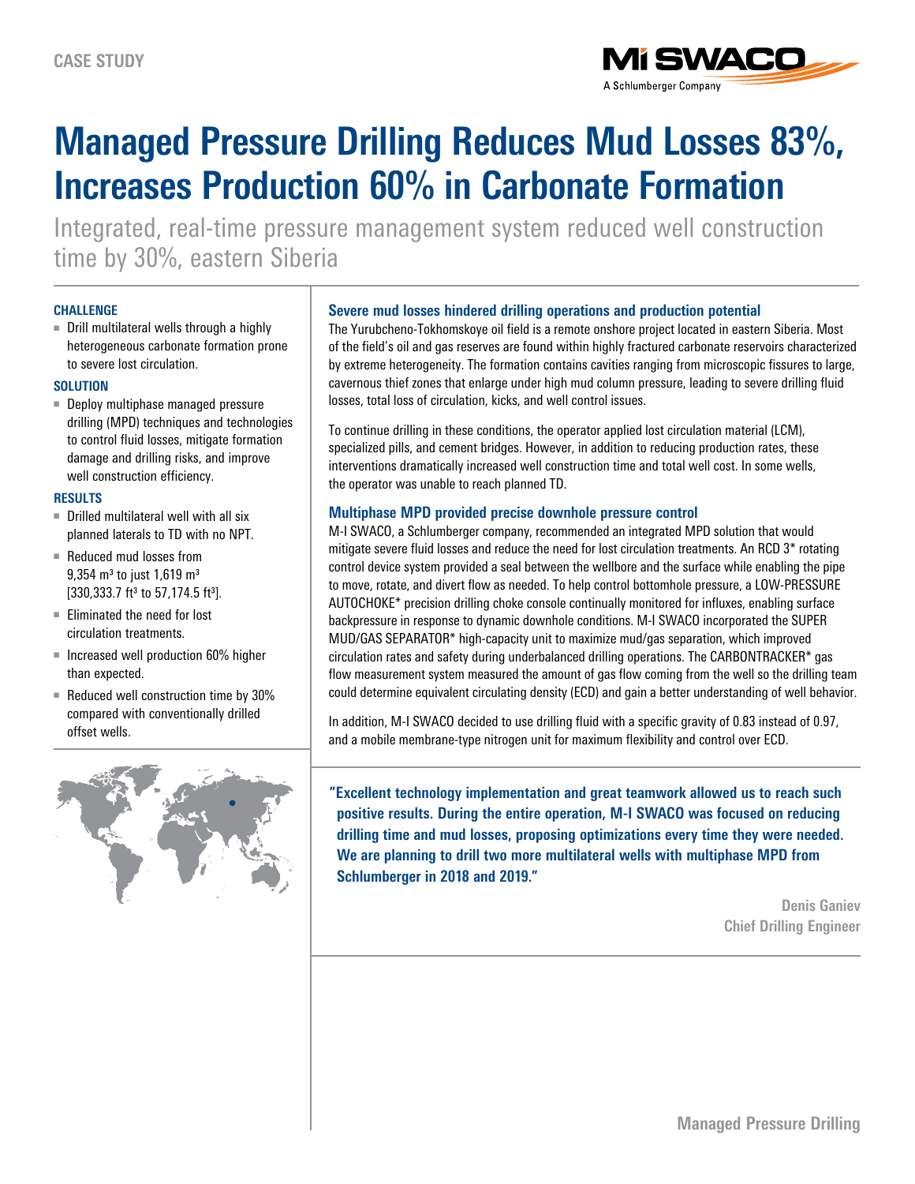CASE STUDY

# Managed Pressure Drilling Reduces Mud Losses 83%, Increases Production 60% in Carbonate Formation

Integrated, real-time pressure management system reduced well construction time by 30%, eastern Siberia

### CHALLENGE

- Drill multilateral wells through a highly heterogeneous carbonate formation prone to severe lost circulation.

### SOLUTION

- Deploy multiphase managed pressure drilling (MPD) techniques and technologies to control fluid losses, mitigate formation damage and drilling risks, and improve well construction efficiency.

### RESULTS

- Drilled multilateral well with all six planned laterals to TD with no NPT.
- Reduced mud losses from 9,354 $m^3$ to just 1,619 $m^3$ [330,333.7 $ft^3$ to 57,174.5 $ft^3$].
- Eliminated the need for lost circulation treatments.
- Increased well production 60% higher than expected.
- Reduced well construction time by 30% compared with conventionally drilled offset wells.

## Severe mud losses hindered drilling operations and production potential

The Yurubcheno-Tokhomskoye oil field is a remote onshore project located in eastern Siberia. Most of the field's oil and gas reserves are found within highly fractured carbonate reservoirs characterized by extreme heterogeneity. The formation contains cavities ranging from microscopic fissures to large, cavernous thief zones that enlarge under high mud column pressure, leading to severe drilling fluid losses, total loss of circulation, kicks, and well control issues.

To continue drilling in these conditions, the operator applied lost circulation material (LCM), specialized pills, and cement bridges. However, in addition to reducing production rates, these interventions dramatically increased well construction time and total well cost. In some wells, the operator was unable to reach planned TD.

## Multiphase MPD provided precise downhole pressure control

M-I SWACO, a Schlumberger company, recommended an integrated MPD solution that would mitigate severe fluid losses and reduce the need for lost circulation treatments. An RCD 3* rotating control device system provided a seal between the wellbore and the surface while enabling the pipe to move, rotate, and divert flow as needed. To help control bottomhole pressure, a LOW-PRESSURE AUTOCHOKE* precision drilling choke console continually monitored for influxes, enabling surface backpressure in response to dynamic downhole conditions. M-I SWACO incorporated the SUPER MUD/GAS SEPARATOR* high-capacity unit to maximize mud/gas separation, which improved circulation rates and safety during underbalanced drilling operations. The CARBONTRACKER* gas flow measurement system measured the amount of gas flow coming from the well so the drilling team could determine equivalent circulating density (ECD) and gain a better understanding of well behavior.

In addition, M-I SWACO decided to use drilling fluid with a specific gravity of 0.83 instead of 0.97, and a mobile membrane-type nitrogen unit for maximum flexibility and control over ECD.

**"Excellent technology implementation and great teamwork allowed us to reach such positive results. During the entire operation, M-I SWACO was focused on reducing drilling time and mud losses, proposing optimizations every time they were needed. We are planning to drill two more multilateral wells with multiphase MPD from Schlumberger in 2018 and 2019."**

**Denis Ganiev**
**Chief Drilling Engineer**

Managed Pressure Drilling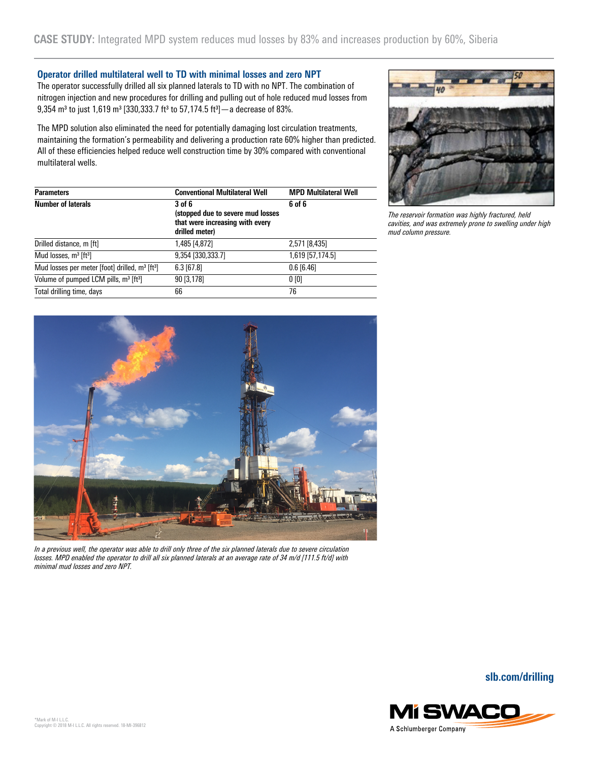## Operator drilled multilateral well to TD with minimal losses and zero NPT

The operator successfully drilled all six planned laterals to TD with no NPT. The combination of nitrogen injection and new procedures for drilling and pulling out of hole reduced mud losses from 9,354 $m^3$ to just 1,619 $m^3$ [330,333.7 $ft^3$ to 57,174.5 $ft^3$]—a decrease of 83%.

The MPD solution also eliminated the need for potentially damaging lost circulation treatments, maintaining the formation's permeability and delivering a production rate 60% higher than predicted. All of these efficiencies helped reduce well construction time by 30% compared with conventional multilateral wells.

| Parameters | Conventional Multilateral Well | MPD Multilateral Well |
|---|---|---|
| **Number of laterals** | **3 of 6 (stopped due to severe mud losses that were increasing with every drilled meter)** | **6 of 6** |
| Drilled distance, m [ft] | 1,485 [4,872] | 2,571 [8,435] |
| Mud losses, $m^3$ [$ft^3$] | 9,354 [330,333.7] | 1,619 [57,174.5] |
| Mud losses per meter [foot] drilled, $m^3$ [$ft^3$] | 6.3 [67.8] | 0.6 [6.46] |
| Volume of pumped LCM pills, $m^3$ [$ft^3$] | 90 [3,178] | 0 [0] |
| Total drilling time, days | 66 | 76 |

*The reservoir formation was highly fractured, held cavities, and was extremely prone to swelling under high mud column pressure.*

*In a previous well, the operator was able to drill only three of the six planned laterals due to severe circulation losses. MPD enabled the operator to drill all six planned laterals at an average rate of 34 m/d [111.5 ft/d] with minimal mud losses and zero NPT.*

slb.com/drilling

*Mark of M-I L.L.C.
Copyright © 2018 M-I L.L.C. All rights reserved. 18-MI-396812